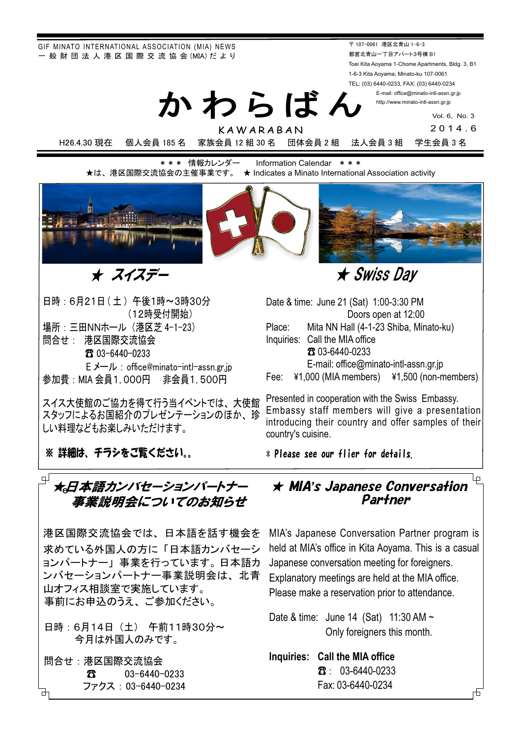GIF MINATO INTERNATIONAL ASSOCIATION (MIA) NEWS
一般財団法人港区国際交流協会(MIA)だより

〒107-0061 港区北青山 1-6-3
都営北青山一丁目アパート3号棟 B1
Toei Kita Aoyama 1-Chome Apartments, Bldg. 3, B1
1-6-3 Kita Aoyama; Minato-ku 107-0061
TEL: (03) 6440-0233, FAX: (03) 6440-0234
E-mail: office@minato-intl-assn.gr.jp
http://www.minato-intl-assn.gr.jp

# かわらばん

KAWARABAN

Vol. 6, No. 3
2014.6

H26.4.30 現在　個人会員 185 名　家族会員 12 組 30 名　団体会員 2 組　法人会員 3 組　学生会員 3 名

＊＊＊ 情報カレンダー　Information Calendar ＊＊＊
★は、港区国際交流協会の主催事業です。 ★ Indicates a Minato International Association activity

## ★ スイスデー

日時：6月21日（土）午後1時～3時30分
（12時受付開始）
場所：三田NNホール（港区芝 4-1-23）
問合せ： 港区国際交流協会
☎ 03-6440-0233
Ｅメール：office@minato-intl-assn.gr.jp
参加費：MIA 会員1,000円　非会員1,500円

スイス大使館のご協力を得て行う当イベントでは、大使館スタッフによるお国紹介のプレゼンテーションのほか、珍しい料理などもお楽しみいただけます。

**※ 詳細は、チラシをご覧ください。**

## ★ Swiss Day

Date & time: June 21 (Sat) 1:00-3:30 PM
Doors open at 12:00
Place: Mita NN Hall (4-1-23 Shiba, Minato-ku)
Inquiries: Call the MIA office
☎ 03-6440-0233
E-mail: office@minato-intl-assn.gr.jp
Fee: ¥1,000 (MIA members) ¥1,500 (non-members)

Presented in cooperation with the Swiss Embassy. Embassy staff members will give a presentation introducing their country and offer samples of their country's cuisine.

**\* Please see our flier for details.**

## ★日本語カンバセーションパートナー事業説明会についてのお知らせ

港区国際交流協会では、日本語を話す機会を求めている外国人の方に「日本語カンバセーションパートナー」事業を行っています。日本語カンバセーションパートナー事業説明会は、北青山オフィス相談室で実施しています。
事前にお申込のうえ、ご参加ください。

日時：6月14日（土） 午前11時30分～
今月は外国人のみです。

問合せ：港区国際交流協会
☎ 03-6440-0233
ファクス：03-6440-0234

## ★ MIA's Japanese Conversation Partner

MIA's Japanese Conversation Partner program is held at MIA's office in Kita Aoyama. This is a casual Japanese conversation meeting for foreigners. Explanatory meetings are held at the MIA office. Please make a reservation prior to attendance.

Date & time: June 14 (Sat) 11:30 AM ~
Only foreigners this month.

**Inquiries: Call the MIA office**
☎: 03-6440-0233
Fax: 03-6440-0234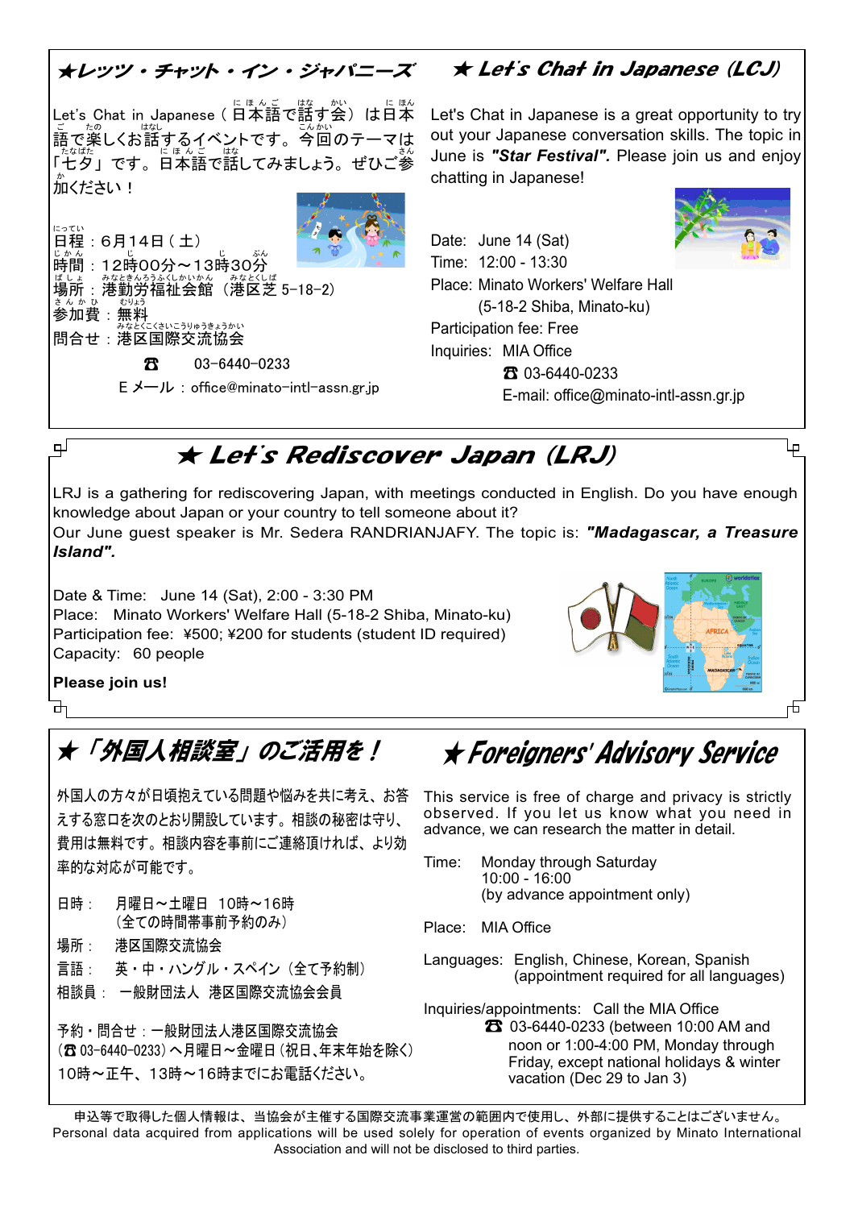## ★レッツ・チャット・イン・ジャパニーズ

Let's Chat in Japanese（日本語で話す会）は日本語で楽しくお話するイベントです。今回のテーマは「七夕」です。日本語で話してみましょう。ぜひご参加ください！

日程：6月14日（土）
時間：12時00分～13時30分
場所：港勤労福祉会館（港区芝 5-18-2）
参加費：無料
問合せ：港区国際交流協会
☎ 03-6440-0233
E メール：office@minato-intl-assn.gr.jp

## ★ Let's Chat in Japanese (LCJ)

Let's Chat in Japanese is a great opportunity to try out your Japanese conversation skills. The topic in June is ***"Star Festival"***. Please join us and enjoy chatting in Japanese!

Date: June 14 (Sat)
Time: 12:00 - 13:30
Place: Minato Workers' Welfare Hall (5-18-2 Shiba, Minato-ku)
Participation fee: Free
Inquiries: MIA Office
☎ 03-6440-0233
E-mail: office@minato-intl-assn.gr.jp

## ★ Let's Rediscover Japan (LRJ)

LRJ is a gathering for rediscovering Japan, with meetings conducted in English. Do you have enough knowledge about Japan or your country to tell someone about it?
Our June guest speaker is Mr. Sedera RANDRIANJAFY. The topic is: ***"Madagascar, a Treasure Island"***.

Date & Time: June 14 (Sat), 2:00 - 3:30 PM
Place: Minato Workers' Welfare Hall (5-18-2 Shiba, Minato-ku)
Participation fee: ¥500; ¥200 for students (student ID required)
Capacity: 60 people

**Please join us!**

## ★「外国人相談室」のご活用を！

外国人の方々が日頃抱えている問題や悩みを共に考え、お答えする窓口を次のとおり開設しています。相談の秘密は守り、費用は無料です。相談内容を事前にご連絡頂ければ、より効率的な対応が可能です。

日時：　月曜日～土曜日　10時～16時
（全ての時間帯事前予約のみ）
場所：　港区国際交流協会
言語：　英・中・ハングル・スペイン（全て予約制）
相談員：　一般財団法人　港区国際交流協会会員

予約・問合せ：一般財団法人港区国際交流協会
（☎ 03-6440-0233）へ月曜日～金曜日（祝日、年末年始を除く）10時～正午、13時～16時までにお電話ください。

## ★ Foreigners' Advisory Service

This service is free of charge and privacy is strictly observed. If you let us know what you need in advance, we can research the matter in detail.

Time: Monday through Saturday
10:00 - 16:00
(by advance appointment only)

Place: MIA Office

Languages: English, Chinese, Korean, Spanish
(appointment required for all languages)

Inquiries/appointments: Call the MIA Office
☎ 03-6440-0233 (between 10:00 AM and noon or 1:00-4:00 PM, Monday through Friday, except national holidays & winter vacation (Dec 29 to Jan 3)

申込等で取得した個人情報は、当協会が主催する国際交流事業運営の範囲内で使用し、外部に提供することはございません。
Personal data acquired from applications will be used solely for operation of events organized by Minato International Association and will not be disclosed to third parties.